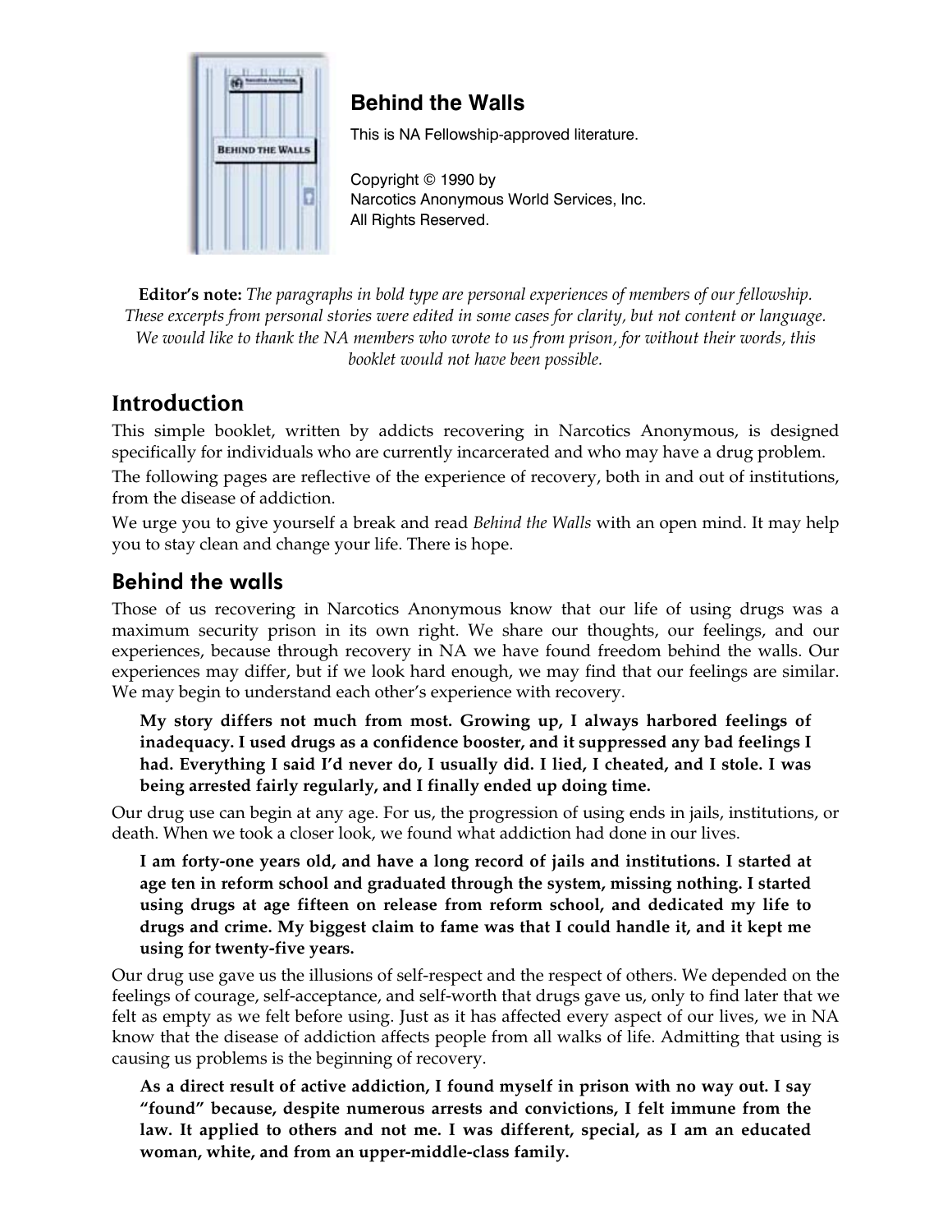# Behind the Walls

This is NA Fellowship-approved literature.

Copyright © 1990 by
Narcotics Anonymous World Services, Inc.
All Rights Reserved.

**Editor's note:** *The paragraphs in bold type are personal experiences of members of our fellowship. These excerpts from personal stories were edited in some cases for clarity, but not content or language. We would like to thank the NA members who wrote to us from prison, for without their words, this booklet would not have been possible.*

## Introduction

This simple booklet, written by addicts recovering in Narcotics Anonymous, is designed specifically for individuals who are currently incarcerated and who may have a drug problem.

The following pages are reflective of the experience of recovery, both in and out of institutions, from the disease of addiction.

We urge you to give yourself a break and read *Behind the Walls* with an open mind. It may help you to stay clean and change your life. There is hope.

## Behind the walls

Those of us recovering in Narcotics Anonymous know that our life of using drugs was a maximum security prison in its own right. We share our thoughts, our feelings, and our experiences, because through recovery in NA we have found freedom behind the walls. Our experiences may differ, but if we look hard enough, we may find that our feelings are similar. We may begin to understand each other's experience with recovery.

> **My story differs not much from most. Growing up, I always harbored feelings of inadequacy. I used drugs as a confidence booster, and it suppressed any bad feelings I had. Everything I said I'd never do, I usually did. I lied, I cheated, and I stole. I was being arrested fairly regularly, and I finally ended up doing time.**

Our drug use can begin at any age. For us, the progression of using ends in jails, institutions, or death. When we took a closer look, we found what addiction had done in our lives.

> **I am forty-one years old, and have a long record of jails and institutions. I started at age ten in reform school and graduated through the system, missing nothing. I started using drugs at age fifteen on release from reform school, and dedicated my life to drugs and crime. My biggest claim to fame was that I could handle it, and it kept me using for twenty-five years.**

Our drug use gave us the illusions of self-respect and the respect of others. We depended on the feelings of courage, self-acceptance, and self-worth that drugs gave us, only to find later that we felt as empty as we felt before using. Just as it has affected every aspect of our lives, we in NA know that the disease of addiction affects people from all walks of life. Admitting that using is causing us problems is the beginning of recovery.

> **As a direct result of active addiction, I found myself in prison with no way out. I say "found" because, despite numerous arrests and convictions, I felt immune from the law. It applied to others and not me. I was different, special, as I am an educated woman, white, and from an upper-middle-class family.**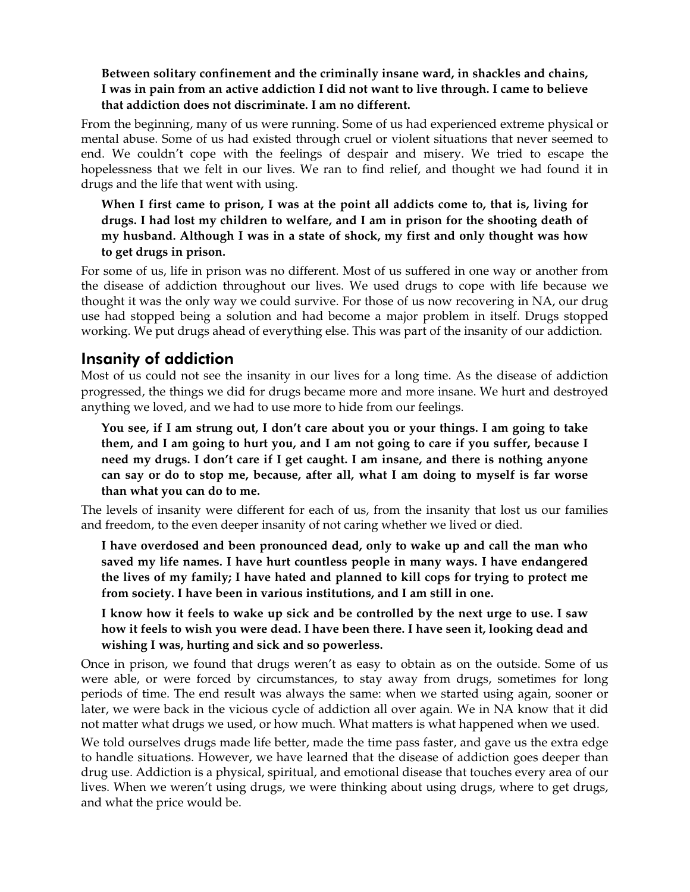**Between solitary confinement and the criminally insane ward, in shackles and chains, I was in pain from an active addiction I did not want to live through. I came to believe that addiction does not discriminate. I am no different.**

From the beginning, many of us were running. Some of us had experienced extreme physical or mental abuse. Some of us had existed through cruel or violent situations that never seemed to end. We couldn't cope with the feelings of despair and misery. We tried to escape the hopelessness that we felt in our lives. We ran to find relief, and thought we had found it in drugs and the life that went with using.

**When I first came to prison, I was at the point all addicts come to, that is, living for drugs. I had lost my children to welfare, and I am in prison for the shooting death of my husband. Although I was in a state of shock, my first and only thought was how to get drugs in prison.**

For some of us, life in prison was no different. Most of us suffered in one way or another from the disease of addiction throughout our lives. We used drugs to cope with life because we thought it was the only way we could survive. For those of us now recovering in NA, our drug use had stopped being a solution and had become a major problem in itself. Drugs stopped working. We put drugs ahead of everything else. This was part of the insanity of our addiction.

## Insanity of addiction

Most of us could not see the insanity in our lives for a long time. As the disease of addiction progressed, the things we did for drugs became more and more insane. We hurt and destroyed anything we loved, and we had to use more to hide from our feelings.

**You see, if I am strung out, I don't care about you or your things. I am going to take them, and I am going to hurt you, and I am not going to care if you suffer, because I need my drugs. I don't care if I get caught. I am insane, and there is nothing anyone can say or do to stop me, because, after all, what I am doing to myself is far worse than what you can do to me.**

The levels of insanity were different for each of us, from the insanity that lost us our families and freedom, to the even deeper insanity of not caring whether we lived or died.

**I have overdosed and been pronounced dead, only to wake up and call the man who saved my life names. I have hurt countless people in many ways. I have endangered the lives of my family; I have hated and planned to kill cops for trying to protect me from society. I have been in various institutions, and I am still in one.**

**I know how it feels to wake up sick and be controlled by the next urge to use. I saw how it feels to wish you were dead. I have been there. I have seen it, looking dead and wishing I was, hurting and sick and so powerless.**

Once in prison, we found that drugs weren't as easy to obtain as on the outside. Some of us were able, or were forced by circumstances, to stay away from drugs, sometimes for long periods of time. The end result was always the same: when we started using again, sooner or later, we were back in the vicious cycle of addiction all over again. We in NA know that it did not matter what drugs we used, or how much. What matters is what happened when we used.

We told ourselves drugs made life better, made the time pass faster, and gave us the extra edge to handle situations. However, we have learned that the disease of addiction goes deeper than drug use. Addiction is a physical, spiritual, and emotional disease that touches every area of our lives. When we weren't using drugs, we were thinking about using drugs, where to get drugs, and what the price would be.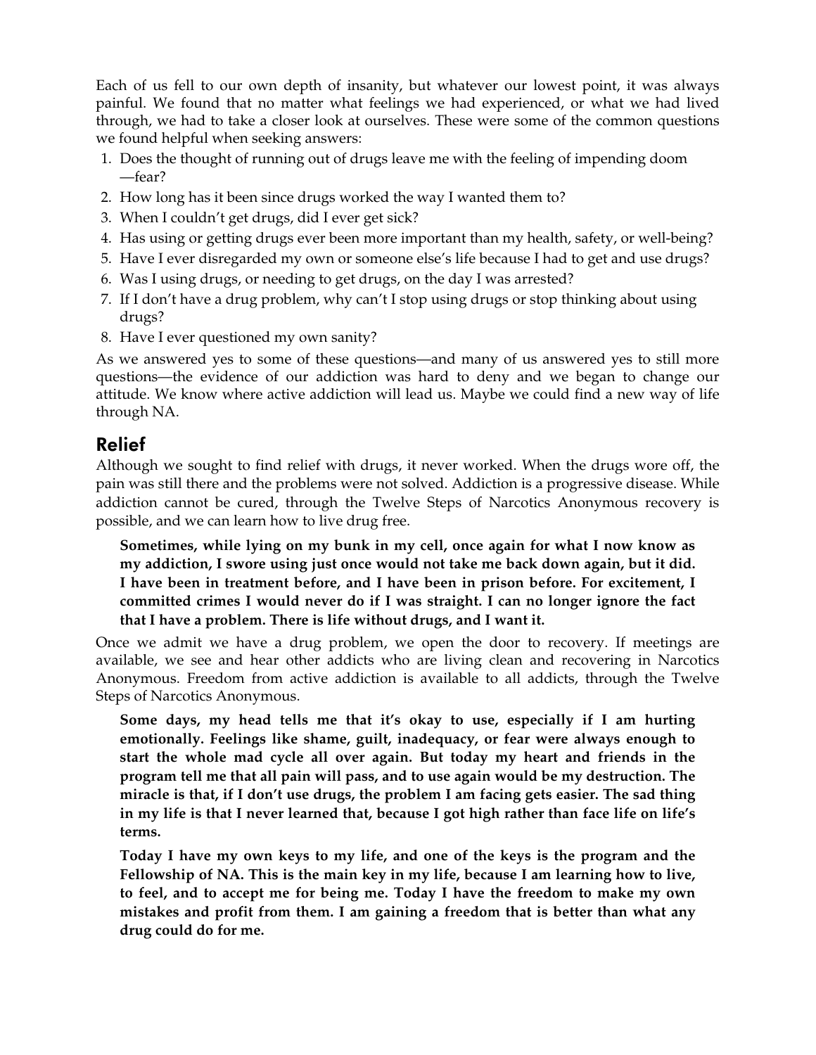Each of us fell to our own depth of insanity, but whatever our lowest point, it was always painful. We found that no matter what feelings we had experienced, or what we had lived through, we had to take a closer look at ourselves. These were some of the common questions we found helpful when seeking answers:

1. Does the thought of running out of drugs leave me with the feeling of impending doom—fear?
2. How long has it been since drugs worked the way I wanted them to?
3. When I couldn't get drugs, did I ever get sick?
4. Has using or getting drugs ever been more important than my health, safety, or well-being?
5. Have I ever disregarded my own or someone else's life because I had to get and use drugs?
6. Was I using drugs, or needing to get drugs, on the day I was arrested?
7. If I don't have a drug problem, why can't I stop using drugs or stop thinking about using drugs?
8. Have I ever questioned my own sanity?

As we answered yes to some of these questions—and many of us answered yes to still more questions—the evidence of our addiction was hard to deny and we began to change our attitude. We know where active addiction will lead us. Maybe we could find a new way of life through NA.

## Relief

Although we sought to find relief with drugs, it never worked. When the drugs wore off, the pain was still there and the problems were not solved. Addiction is a progressive disease. While addiction cannot be cured, through the Twelve Steps of Narcotics Anonymous recovery is possible, and we can learn how to live drug free.

> **Sometimes, while lying on my bunk in my cell, once again for what I now know as my addiction, I swore using just once would not take me back down again, but it did. I have been in treatment before, and I have been in prison before. For excitement, I committed crimes I would never do if I was straight. I can no longer ignore the fact that I have a problem. There is life without drugs, and I want it.**

Once we admit we have a drug problem, we open the door to recovery. If meetings are available, we see and hear other addicts who are living clean and recovering in Narcotics Anonymous. Freedom from active addiction is available to all addicts, through the Twelve Steps of Narcotics Anonymous.

> **Some days, my head tells me that it's okay to use, especially if I am hurting emotionally. Feelings like shame, guilt, inadequacy, or fear were always enough to start the whole mad cycle all over again. But today my heart and friends in the program tell me that all pain will pass, and to use again would be my destruction. The miracle is that, if I don't use drugs, the problem I am facing gets easier. The sad thing in my life is that I never learned that, because I got high rather than face life on life's terms.**
>
> **Today I have my own keys to my life, and one of the keys is the program and the Fellowship of NA. This is the main key in my life, because I am learning how to live, to feel, and to accept me for being me. Today I have the freedom to make my own mistakes and profit from them. I am gaining a freedom that is better than what any drug could do for me.**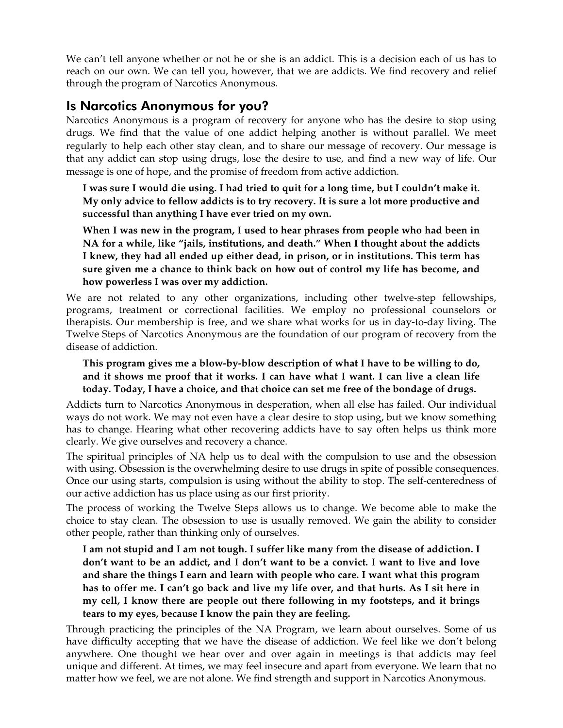We can't tell anyone whether or not he or she is an addict. This is a decision each of us has to reach on our own. We can tell you, however, that we are addicts. We find recovery and relief through the program of Narcotics Anonymous.

## Is Narcotics Anonymous for you?

Narcotics Anonymous is a program of recovery for anyone who has the desire to stop using drugs. We find that the value of one addict helping another is without parallel. We meet regularly to help each other stay clean, and to share our message of recovery. Our message is that any addict can stop using drugs, lose the desire to use, and find a new way of life. Our message is one of hope, and the promise of freedom from active addiction.

> **I was sure I would die using. I had tried to quit for a long time, but I couldn't make it. My only advice to fellow addicts is to try recovery. It is sure a lot more productive and successful than anything I have ever tried on my own.**
>
> **When I was new in the program, I used to hear phrases from people who had been in NA for a while, like "jails, institutions, and death." When I thought about the addicts I knew, they had all ended up either dead, in prison, or in institutions. This term has sure given me a chance to think back on how out of control my life has become, and how powerless I was over my addiction.**

We are not related to any other organizations, including other twelve-step fellowships, programs, treatment or correctional facilities. We employ no professional counselors or therapists. Our membership is free, and we share what works for us in day-to-day living. The Twelve Steps of Narcotics Anonymous are the foundation of our program of recovery from the disease of addiction.

> **This program gives me a blow-by-blow description of what I have to be willing to do, and it shows me proof that it works. I can have what I want. I can live a clean life today. Today, I have a choice, and that choice can set me free of the bondage of drugs.**

Addicts turn to Narcotics Anonymous in desperation, when all else has failed. Our individual ways do not work. We may not even have a clear desire to stop using, but we know something has to change. Hearing what other recovering addicts have to say often helps us think more clearly. We give ourselves and recovery a chance.

The spiritual principles of NA help us to deal with the compulsion to use and the obsession with using. Obsession is the overwhelming desire to use drugs in spite of possible consequences. Once our using starts, compulsion is using without the ability to stop. The self-centeredness of our active addiction has us place using as our first priority.

The process of working the Twelve Steps allows us to change. We become able to make the choice to stay clean. The obsession to use is usually removed. We gain the ability to consider other people, rather than thinking only of ourselves.

> **I am not stupid and I am not tough. I suffer like many from the disease of addiction. I don't want to be an addict, and I don't want to be a convict. I want to live and love and share the things I earn and learn with people who care. I want what this program has to offer me. I can't go back and live my life over, and that hurts. As I sit here in my cell, I know there are people out there following in my footsteps, and it brings tears to my eyes, because I know the pain they are feeling.**

Through practicing the principles of the NA Program, we learn about ourselves. Some of us have difficulty accepting that we have the disease of addiction. We feel like we don't belong anywhere. One thought we hear over and over again in meetings is that addicts may feel unique and different. At times, we may feel insecure and apart from everyone. We learn that no matter how we feel, we are not alone. We find strength and support in Narcotics Anonymous.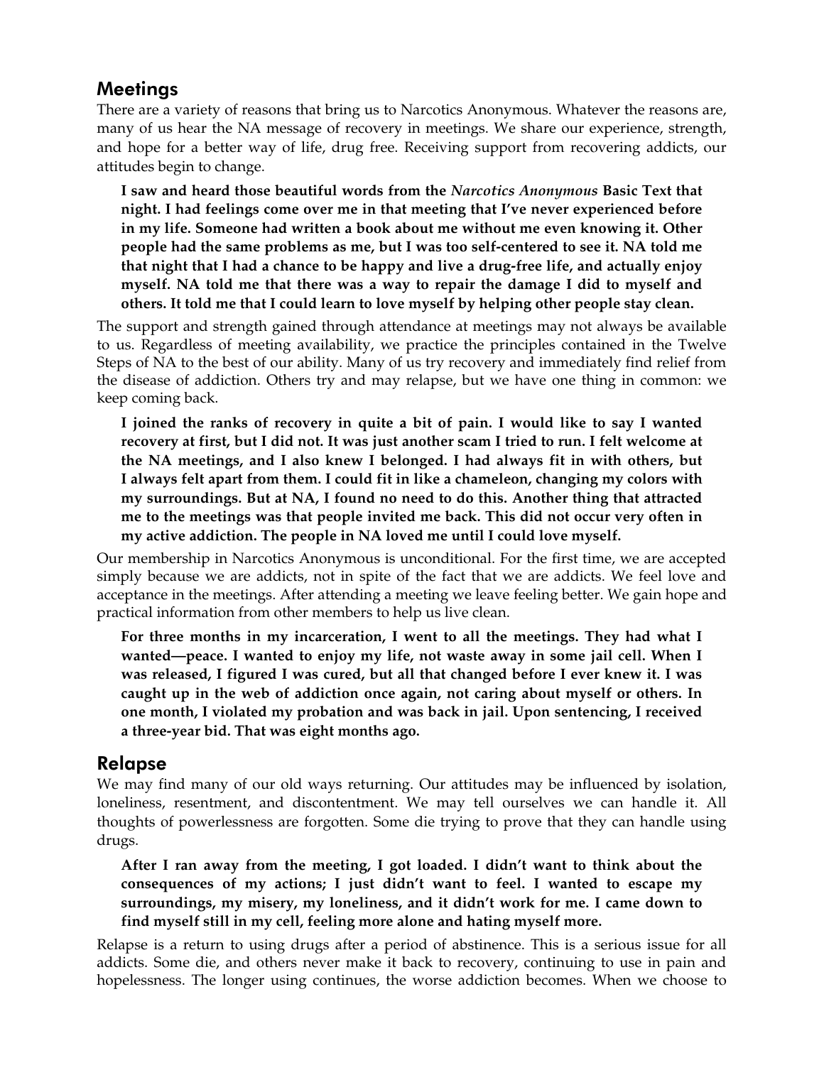## Meetings

There are a variety of reasons that bring us to Narcotics Anonymous. Whatever the reasons are, many of us hear the NA message of recovery in meetings. We share our experience, strength, and hope for a better way of life, drug free. Receiving support from recovering addicts, our attitudes begin to change.

> **I saw and heard those beautiful words from the *Narcotics Anonymous* Basic Text that night. I had feelings come over me in that meeting that I've never experienced before in my life. Someone had written a book about me without me even knowing it. Other people had the same problems as me, but I was too self-centered to see it. NA told me that night that I had a chance to be happy and live a drug-free life, and actually enjoy myself. NA told me that there was a way to repair the damage I did to myself and others. It told me that I could learn to love myself by helping other people stay clean.**

The support and strength gained through attendance at meetings may not always be available to us. Regardless of meeting availability, we practice the principles contained in the Twelve Steps of NA to the best of our ability. Many of us try recovery and immediately find relief from the disease of addiction. Others try and may relapse, but we have one thing in common: we keep coming back.

> **I joined the ranks of recovery in quite a bit of pain. I would like to say I wanted recovery at first, but I did not. It was just another scam I tried to run. I felt welcome at the NA meetings, and I also knew I belonged. I had always fit in with others, but I always felt apart from them. I could fit in like a chameleon, changing my colors with my surroundings. But at NA, I found no need to do this. Another thing that attracted me to the meetings was that people invited me back. This did not occur very often in my active addiction. The people in NA loved me until I could love myself.**

Our membership in Narcotics Anonymous is unconditional. For the first time, we are accepted simply because we are addicts, not in spite of the fact that we are addicts. We feel love and acceptance in the meetings. After attending a meeting we leave feeling better. We gain hope and practical information from other members to help us live clean.

> **For three months in my incarceration, I went to all the meetings. They had what I wanted—peace. I wanted to enjoy my life, not waste away in some jail cell. When I was released, I figured I was cured, but all that changed before I ever knew it. I was caught up in the web of addiction once again, not caring about myself or others. In one month, I violated my probation and was back in jail. Upon sentencing, I received a three-year bid. That was eight months ago.**

## Relapse

We may find many of our old ways returning. Our attitudes may be influenced by isolation, loneliness, resentment, and discontentment. We may tell ourselves we can handle it. All thoughts of powerlessness are forgotten. Some die trying to prove that they can handle using drugs.

> **After I ran away from the meeting, I got loaded. I didn't want to think about the consequences of my actions; I just didn't want to feel. I wanted to escape my surroundings, my misery, my loneliness, and it didn't work for me. I came down to find myself still in my cell, feeling more alone and hating myself more.**

Relapse is a return to using drugs after a period of abstinence. This is a serious issue for all addicts. Some die, and others never make it back to recovery, continuing to use in pain and hopelessness. The longer using continues, the worse addiction becomes. When we choose to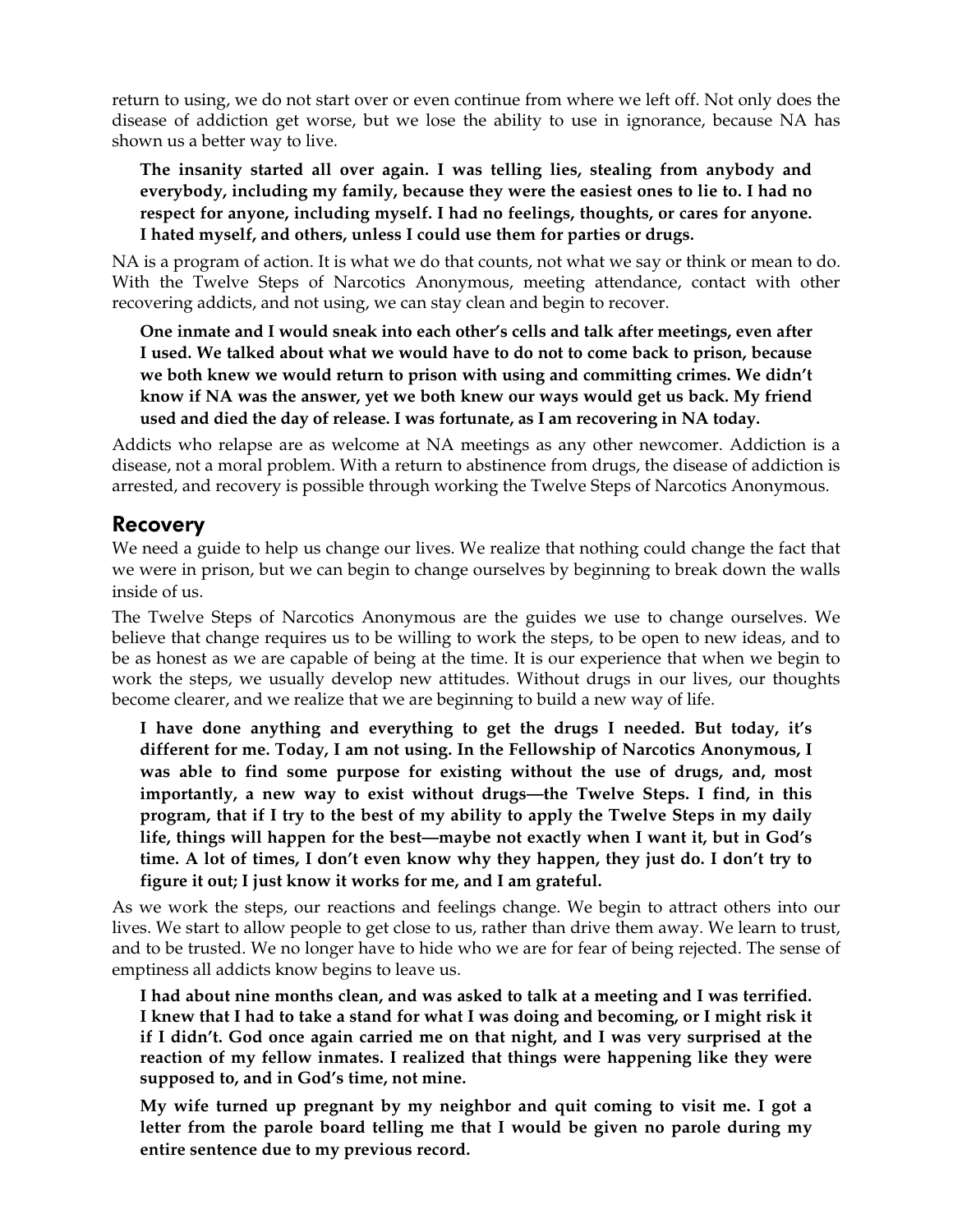return to using, we do not start over or even continue from where we left off. Not only does the disease of addiction get worse, but we lose the ability to use in ignorance, because NA has shown us a better way to live.

> **The insanity started all over again. I was telling lies, stealing from anybody and everybody, including my family, because they were the easiest ones to lie to. I had no respect for anyone, including myself. I had no feelings, thoughts, or cares for anyone. I hated myself, and others, unless I could use them for parties or drugs.**

NA is a program of action. It is what we do that counts, not what we say or think or mean to do. With the Twelve Steps of Narcotics Anonymous, meeting attendance, contact with other recovering addicts, and not using, we can stay clean and begin to recover.

> **One inmate and I would sneak into each other's cells and talk after meetings, even after I used. We talked about what we would have to do not to come back to prison, because we both knew we would return to prison with using and committing crimes. We didn't know if NA was the answer, yet we both knew our ways would get us back. My friend used and died the day of release. I was fortunate, as I am recovering in NA today.**

Addicts who relapse are as welcome at NA meetings as any other newcomer. Addiction is a disease, not a moral problem. With a return to abstinence from drugs, the disease of addiction is arrested, and recovery is possible through working the Twelve Steps of Narcotics Anonymous.

## Recovery

We need a guide to help us change our lives. We realize that nothing could change the fact that we were in prison, but we can begin to change ourselves by beginning to break down the walls inside of us.

The Twelve Steps of Narcotics Anonymous are the guides we use to change ourselves. We believe that change requires us to be willing to work the steps, to be open to new ideas, and to be as honest as we are capable of being at the time. It is our experience that when we begin to work the steps, we usually develop new attitudes. Without drugs in our lives, our thoughts become clearer, and we realize that we are beginning to build a new way of life.

> **I have done anything and everything to get the drugs I needed. But today, it's different for me. Today, I am not using. In the Fellowship of Narcotics Anonymous, I was able to find some purpose for existing without the use of drugs, and, most importantly, a new way to exist without drugs—the Twelve Steps. I find, in this program, that if I try to the best of my ability to apply the Twelve Steps in my daily life, things will happen for the best—maybe not exactly when I want it, but in God's time. A lot of times, I don't even know why they happen, they just do. I don't try to figure it out; I just know it works for me, and I am grateful.**

As we work the steps, our reactions and feelings change. We begin to attract others into our lives. We start to allow people to get close to us, rather than drive them away. We learn to trust, and to be trusted. We no longer have to hide who we are for fear of being rejected. The sense of emptiness all addicts know begins to leave us.

> **I had about nine months clean, and was asked to talk at a meeting and I was terrified. I knew that I had to take a stand for what I was doing and becoming, or I might risk it if I didn't. God once again carried me on that night, and I was very surprised at the reaction of my fellow inmates. I realized that things were happening like they were supposed to, and in God's time, not mine.**
>
> **My wife turned up pregnant by my neighbor and quit coming to visit me. I got a letter from the parole board telling me that I would be given no parole during my entire sentence due to my previous record.**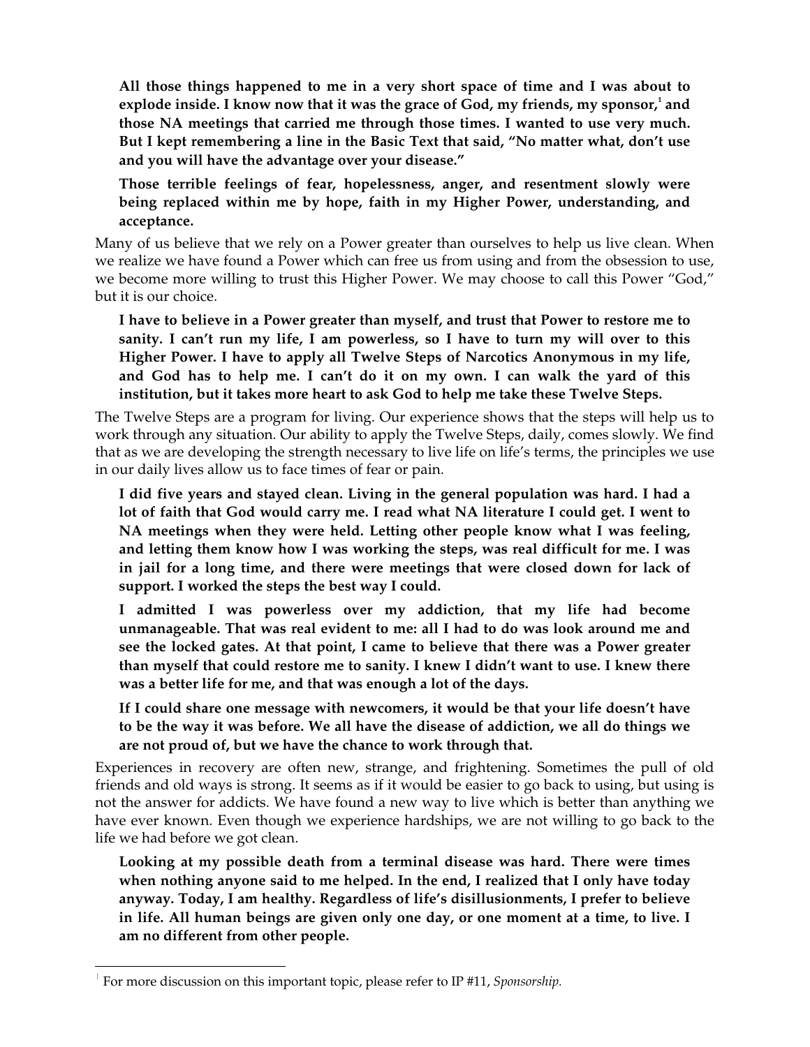**All those things happened to me in a very short space of time and I was about to explode inside. I know now that it was the grace of God, my friends, my sponsor,[1] and those NA meetings that carried me through those times. I wanted to use very much. But I kept remembering a line in the Basic Text that said, "No matter what, don't use and you will have the advantage over your disease."**

**Those terrible feelings of fear, hopelessness, anger, and resentment slowly were being replaced within me by hope, faith in my Higher Power, understanding, and acceptance.**

Many of us believe that we rely on a Power greater than ourselves to help us live clean. When we realize we have found a Power which can free us from using and from the obsession to use, we become more willing to trust this Higher Power. We may choose to call this Power "God," but it is our choice.

**I have to believe in a Power greater than myself, and trust that Power to restore me to sanity. I can't run my life, I am powerless, so I have to turn my will over to this Higher Power. I have to apply all Twelve Steps of Narcotics Anonymous in my life, and God has to help me. I can't do it on my own. I can walk the yard of this institution, but it takes more heart to ask God to help me take these Twelve Steps.**

The Twelve Steps are a program for living. Our experience shows that the steps will help us to work through any situation. Our ability to apply the Twelve Steps, daily, comes slowly. We find that as we are developing the strength necessary to live life on life's terms, the principles we use in our daily lives allow us to face times of fear or pain.

**I did five years and stayed clean. Living in the general population was hard. I had a lot of faith that God would carry me. I read what NA literature I could get. I went to NA meetings when they were held. Letting other people know what I was feeling, and letting them know how I was working the steps, was real difficult for me. I was in jail for a long time, and there were meetings that were closed down for lack of support. I worked the steps the best way I could.**

**I admitted I was powerless over my addiction, that my life had become unmanageable. That was real evident to me: all I had to do was look around me and see the locked gates. At that point, I came to believe that there was a Power greater than myself that could restore me to sanity. I knew I didn't want to use. I knew there was a better life for me, and that was enough a lot of the days.**

**If I could share one message with newcomers, it would be that your life doesn't have to be the way it was before. We all have the disease of addiction, we all do things we are not proud of, but we have the chance to work through that.**

Experiences in recovery are often new, strange, and frightening. Sometimes the pull of old friends and old ways is strong. It seems as if it would be easier to go back to using, but using is not the answer for addicts. We have found a new way to live which is better than anything we have ever known. Even though we experience hardships, we are not willing to go back to the life we had before we got clean.

**Looking at my possible death from a terminal disease was hard. There were times when nothing anyone said to me helped. In the end, I realized that I only have today anyway. Today, I am healthy. Regardless of life's disillusionments, I prefer to believe in life. All human beings are given only one day, or one moment at a time, to live. I am no different from other people.**

---

[1] For more discussion on this important topic, please refer to IP #11, *Sponsorship.*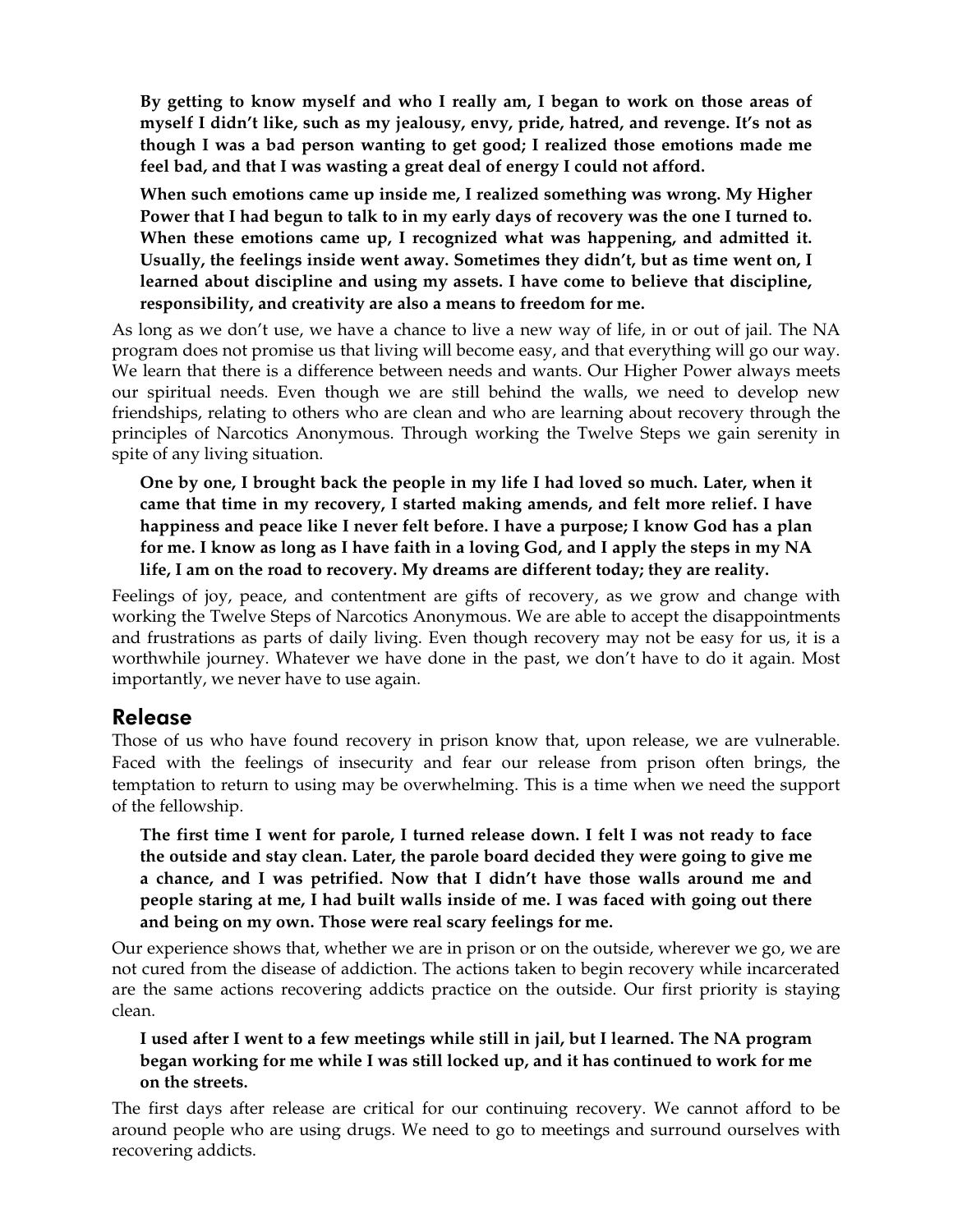**By getting to know myself and who I really am, I began to work on those areas of myself I didn't like, such as my jealousy, envy, pride, hatred, and revenge. It's not as though I was a bad person wanting to get good; I realized those emotions made me feel bad, and that I was wasting a great deal of energy I could not afford.**

**When such emotions came up inside me, I realized something was wrong. My Higher Power that I had begun to talk to in my early days of recovery was the one I turned to. When these emotions came up, I recognized what was happening, and admitted it. Usually, the feelings inside went away. Sometimes they didn't, but as time went on, I learned about discipline and using my assets. I have come to believe that discipline, responsibility, and creativity are also a means to freedom for me.**

As long as we don't use, we have a chance to live a new way of life, in or out of jail. The NA program does not promise us that living will become easy, and that everything will go our way. We learn that there is a difference between needs and wants. Our Higher Power always meets our spiritual needs. Even though we are still behind the walls, we need to develop new friendships, relating to others who are clean and who are learning about recovery through the principles of Narcotics Anonymous. Through working the Twelve Steps we gain serenity in spite of any living situation.

**One by one, I brought back the people in my life I had loved so much. Later, when it came that time in my recovery, I started making amends, and felt more relief. I have happiness and peace like I never felt before. I have a purpose; I know God has a plan for me. I know as long as I have faith in a loving God, and I apply the steps in my NA life, I am on the road to recovery. My dreams are different today; they are reality.**

Feelings of joy, peace, and contentment are gifts of recovery, as we grow and change with working the Twelve Steps of Narcotics Anonymous. We are able to accept the disappointments and frustrations as parts of daily living. Even though recovery may not be easy for us, it is a worthwhile journey. Whatever we have done in the past, we don't have to do it again. Most importantly, we never have to use again.

## Release

Those of us who have found recovery in prison know that, upon release, we are vulnerable. Faced with the feelings of insecurity and fear our release from prison often brings, the temptation to return to using may be overwhelming. This is a time when we need the support of the fellowship.

**The first time I went for parole, I turned release down. I felt I was not ready to face the outside and stay clean. Later, the parole board decided they were going to give me a chance, and I was petrified. Now that I didn't have those walls around me and people staring at me, I had built walls inside of me. I was faced with going out there and being on my own. Those were real scary feelings for me.**

Our experience shows that, whether we are in prison or on the outside, wherever we go, we are not cured from the disease of addiction. The actions taken to begin recovery while incarcerated are the same actions recovering addicts practice on the outside. Our first priority is staying clean.

**I used after I went to a few meetings while still in jail, but I learned. The NA program began working for me while I was still locked up, and it has continued to work for me on the streets.**

The first days after release are critical for our continuing recovery. We cannot afford to be around people who are using drugs. We need to go to meetings and surround ourselves with recovering addicts.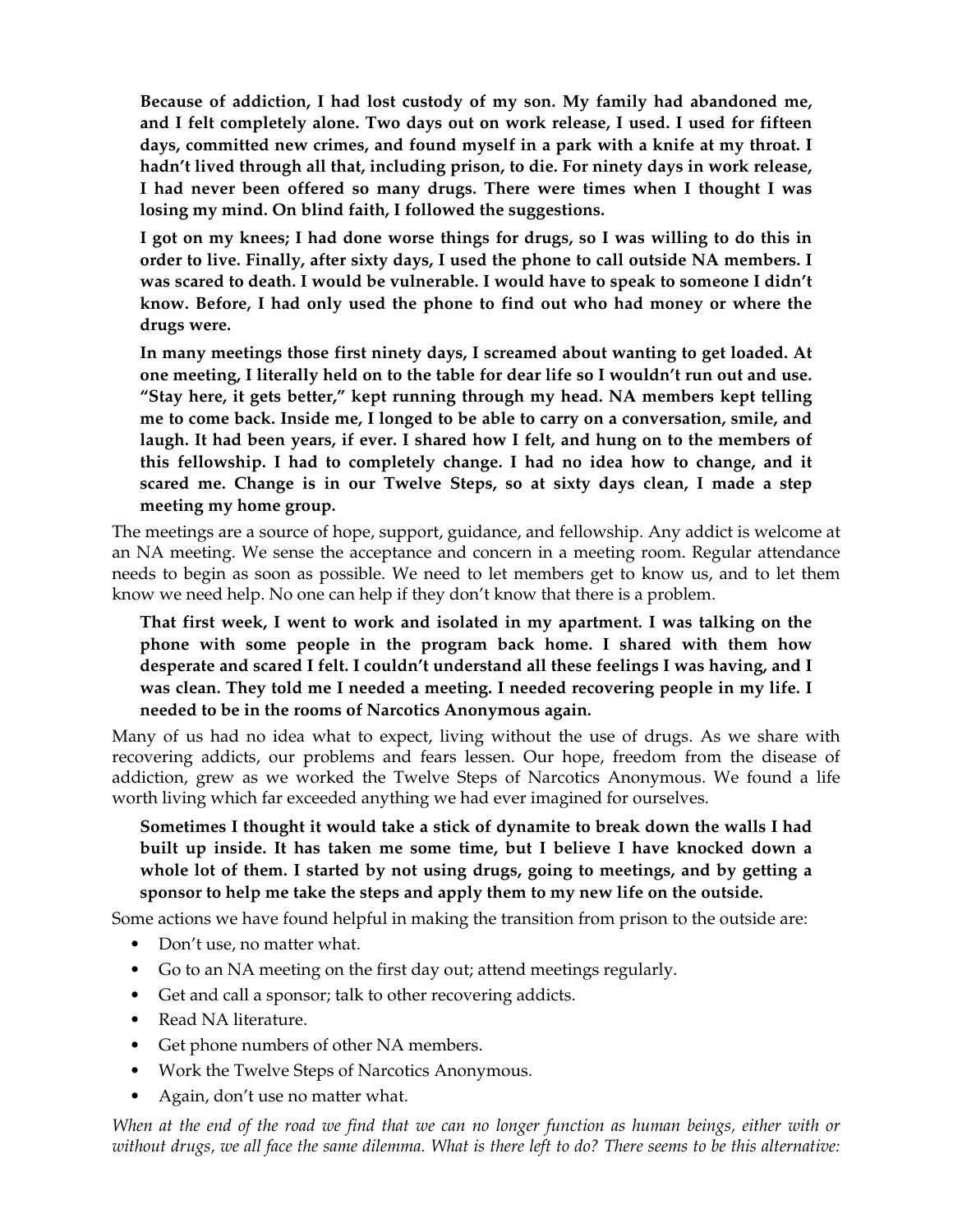**Because of addiction, I had lost custody of my son. My family had abandoned me, and I felt completely alone. Two days out on work release, I used. I used for fifteen days, committed new crimes, and found myself in a park with a knife at my throat. I hadn't lived through all that, including prison, to die. For ninety days in work release, I had never been offered so many drugs. There were times when I thought I was losing my mind. On blind faith, I followed the suggestions.**

**I got on my knees; I had done worse things for drugs, so I was willing to do this in order to live. Finally, after sixty days, I used the phone to call outside NA members. I was scared to death. I would be vulnerable. I would have to speak to someone I didn't know. Before, I had only used the phone to find out who had money or where the drugs were.**

**In many meetings those first ninety days, I screamed about wanting to get loaded. At one meeting, I literally held on to the table for dear life so I wouldn't run out and use. "Stay here, it gets better," kept running through my head. NA members kept telling me to come back. Inside me, I longed to be able to carry on a conversation, smile, and laugh. It had been years, if ever. I shared how I felt, and hung on to the members of this fellowship. I had to completely change. I had no idea how to change, and it scared me. Change is in our Twelve Steps, so at sixty days clean, I made a step meeting my home group.**

The meetings are a source of hope, support, guidance, and fellowship. Any addict is welcome at an NA meeting. We sense the acceptance and concern in a meeting room. Regular attendance needs to begin as soon as possible. We need to let members get to know us, and to let them know we need help. No one can help if they don't know that there is a problem.

**That first week, I went to work and isolated in my apartment. I was talking on the phone with some people in the program back home. I shared with them how desperate and scared I felt. I couldn't understand all these feelings I was having, and I was clean. They told me I needed a meeting. I needed recovering people in my life. I needed to be in the rooms of Narcotics Anonymous again.**

Many of us had no idea what to expect, living without the use of drugs. As we share with recovering addicts, our problems and fears lessen. Our hope, freedom from the disease of addiction, grew as we worked the Twelve Steps of Narcotics Anonymous. We found a life worth living which far exceeded anything we had ever imagined for ourselves.

**Sometimes I thought it would take a stick of dynamite to break down the walls I had built up inside. It has taken me some time, but I believe I have knocked down a whole lot of them. I started by not using drugs, going to meetings, and by getting a sponsor to help me take the steps and apply them to my new life on the outside.**

Some actions we have found helpful in making the transition from prison to the outside are:

- Don't use, no matter what.
- Go to an NA meeting on the first day out; attend meetings regularly.
- Get and call a sponsor; talk to other recovering addicts.
- Read NA literature.
- Get phone numbers of other NA members.
- Work the Twelve Steps of Narcotics Anonymous.
- Again, don't use no matter what.

*When at the end of the road we find that we can no longer function as human beings, either with or without drugs, we all face the same dilemma. What is there left to do? There seems to be this alternative:*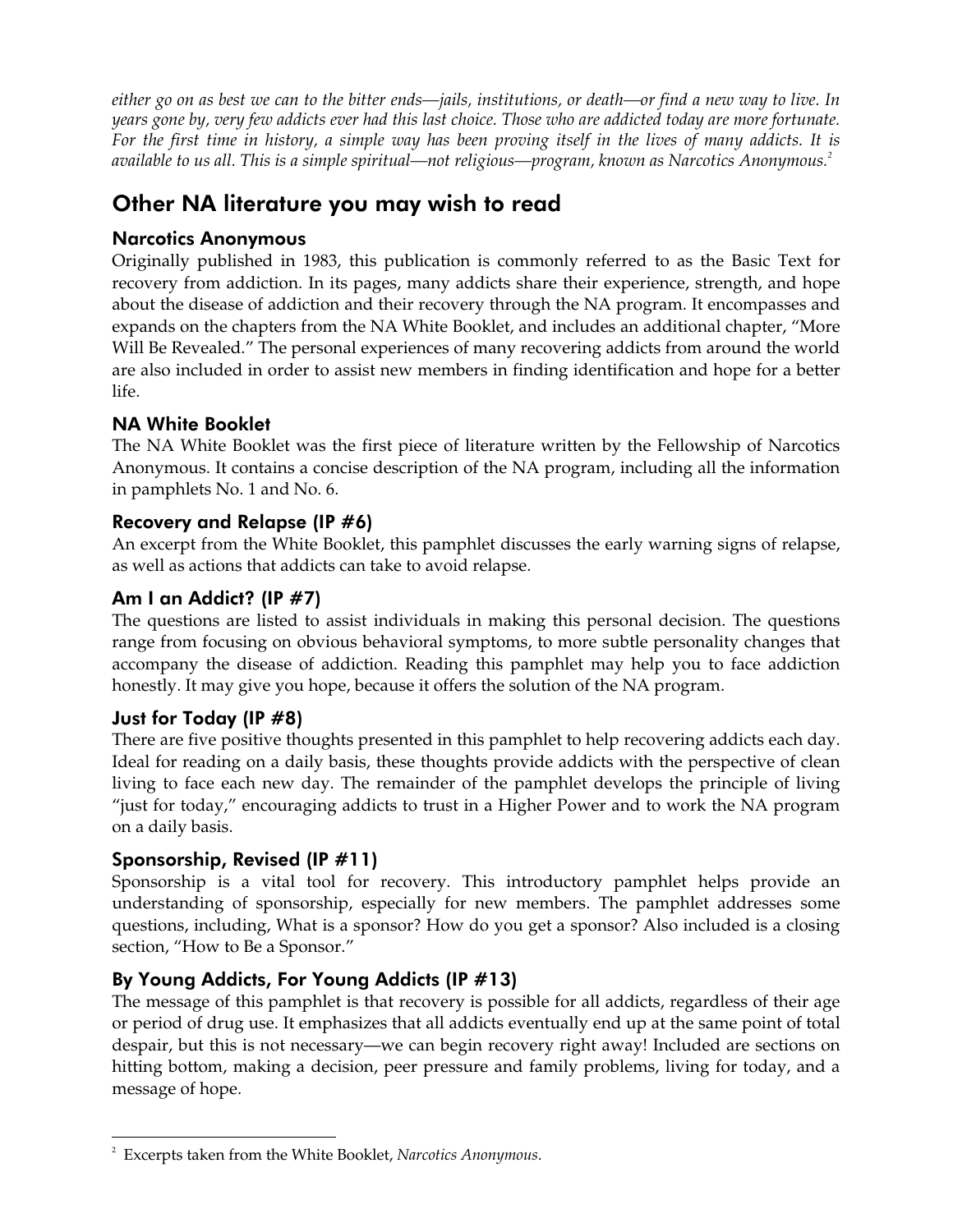*either go on as best we can to the bitter ends—jails, institutions, or death—or find a new way to live. In years gone by, very few addicts ever had this last choice. Those who are addicted today are more fortunate. For the first time in history, a simple way has been proving itself in the lives of many addicts. It is available to us all. This is a simple spiritual—not religious—program, known as Narcotics Anonymous.*[2]

## Other NA literature you may wish to read

### Narcotics Anonymous

Originally published in 1983, this publication is commonly referred to as the Basic Text for recovery from addiction. In its pages, many addicts share their experience, strength, and hope about the disease of addiction and their recovery through the NA program. It encompasses and expands on the chapters from the NA White Booklet, and includes an additional chapter, "More Will Be Revealed." The personal experiences of many recovering addicts from around the world are also included in order to assist new members in finding identification and hope for a better life.

### NA White Booklet

The NA White Booklet was the first piece of literature written by the Fellowship of Narcotics Anonymous. It contains a concise description of the NA program, including all the information in pamphlets No. 1 and No. 6.

### Recovery and Relapse (IP #6)

An excerpt from the White Booklet, this pamphlet discusses the early warning signs of relapse, as well as actions that addicts can take to avoid relapse.

### Am I an Addict? (IP #7)

The questions are listed to assist individuals in making this personal decision. The questions range from focusing on obvious behavioral symptoms, to more subtle personality changes that accompany the disease of addiction. Reading this pamphlet may help you to face addiction honestly. It may give you hope, because it offers the solution of the NA program.

### Just for Today (IP #8)

There are five positive thoughts presented in this pamphlet to help recovering addicts each day. Ideal for reading on a daily basis, these thoughts provide addicts with the perspective of clean living to face each new day. The remainder of the pamphlet develops the principle of living "just for today," encouraging addicts to trust in a Higher Power and to work the NA program on a daily basis.

### Sponsorship, Revised (IP #11)

Sponsorship is a vital tool for recovery. This introductory pamphlet helps provide an understanding of sponsorship, especially for new members. The pamphlet addresses some questions, including, What is a sponsor? How do you get a sponsor? Also included is a closing section, "How to Be a Sponsor."

### By Young Addicts, For Young Addicts (IP #13)

The message of this pamphlet is that recovery is possible for all addicts, regardless of their age or period of drug use. It emphasizes that all addicts eventually end up at the same point of total despair, but this is not necessary—we can begin recovery right away! Included are sections on hitting bottom, making a decision, peer pressure and family problems, living for today, and a message of hope.

---

[2] Excerpts taken from the White Booklet, *Narcotics Anonymous.*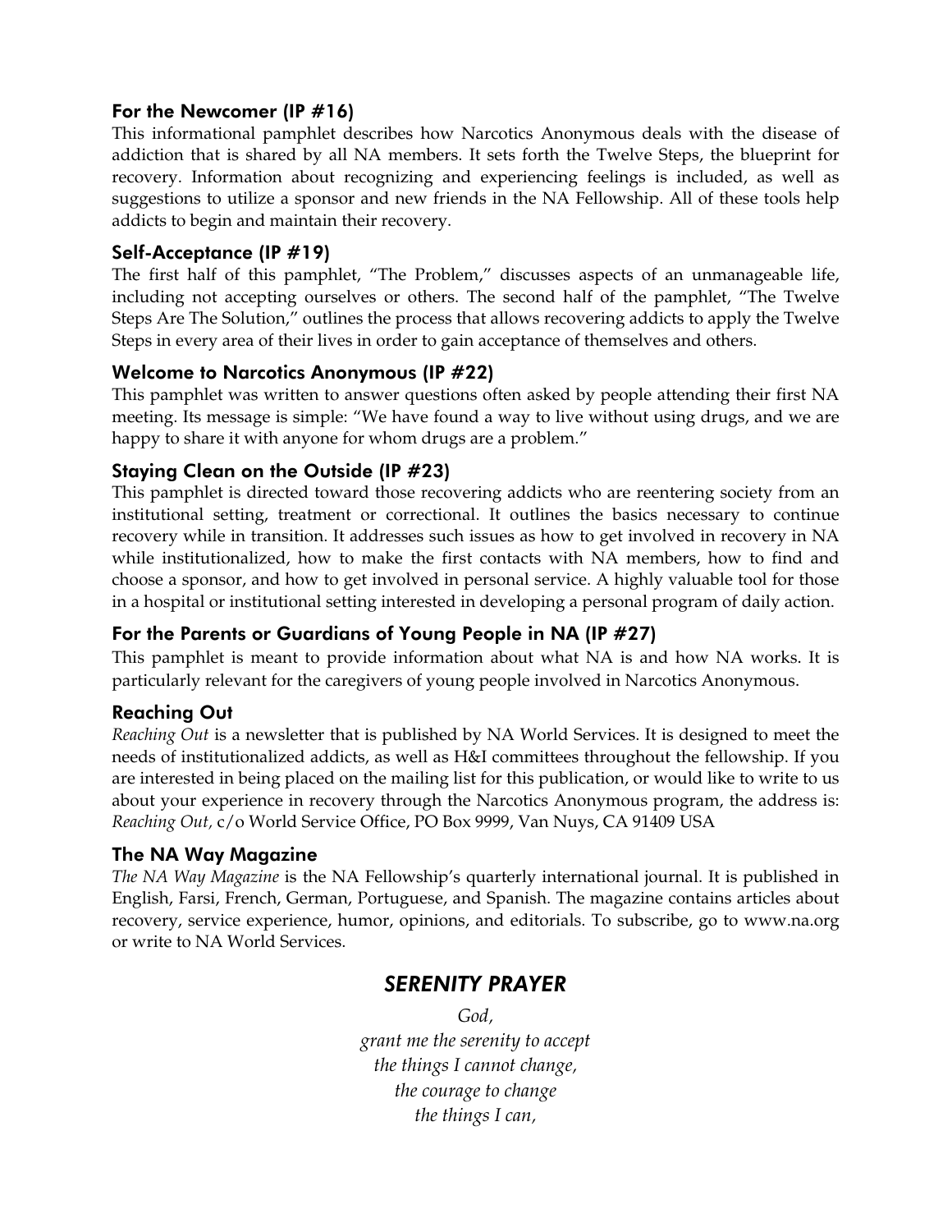### For the Newcomer (IP #16)

This informational pamphlet describes how Narcotics Anonymous deals with the disease of addiction that is shared by all NA members. It sets forth the Twelve Steps, the blueprint for recovery. Information about recognizing and experiencing feelings is included, as well as suggestions to utilize a sponsor and new friends in the NA Fellowship. All of these tools help addicts to begin and maintain their recovery.

### Self-Acceptance (IP #19)

The first half of this pamphlet, "The Problem," discusses aspects of an unmanageable life, including not accepting ourselves or others. The second half of the pamphlet, "The Twelve Steps Are The Solution," outlines the process that allows recovering addicts to apply the Twelve Steps in every area of their lives in order to gain acceptance of themselves and others.

### Welcome to Narcotics Anonymous (IP #22)

This pamphlet was written to answer questions often asked by people attending their first NA meeting. Its message is simple: "We have found a way to live without using drugs, and we are happy to share it with anyone for whom drugs are a problem."

### Staying Clean on the Outside (IP #23)

This pamphlet is directed toward those recovering addicts who are reentering society from an institutional setting, treatment or correctional. It outlines the basics necessary to continue recovery while in transition. It addresses such issues as how to get involved in recovery in NA while institutionalized, how to make the first contacts with NA members, how to find and choose a sponsor, and how to get involved in personal service. A highly valuable tool for those in a hospital or institutional setting interested in developing a personal program of daily action.

### For the Parents or Guardians of Young People in NA (IP #27)

This pamphlet is meant to provide information about what NA is and how NA works. It is particularly relevant for the caregivers of young people involved in Narcotics Anonymous.

### Reaching Out

*Reaching Out* is a newsletter that is published by NA World Services. It is designed to meet the needs of institutionalized addicts, as well as H&I committees throughout the fellowship. If you are interested in being placed on the mailing list for this publication, or would like to write to us about your experience in recovery through the Narcotics Anonymous program, the address is: *Reaching Out,* c/o World Service Office, PO Box 9999, Van Nuys, CA 91409 USA

### The NA Way Magazine

*The NA Way Magazine* is the NA Fellowship's quarterly international journal. It is published in English, Farsi, French, German, Portuguese, and Spanish. The magazine contains articles about recovery, service experience, humor, opinions, and editorials. To subscribe, go to www.na.org or write to NA World Services.

## *SERENITY PRAYER*

*God,*
*grant me the serenity to accept*
*the things I cannot change,*
*the courage to change*
*the things I can,*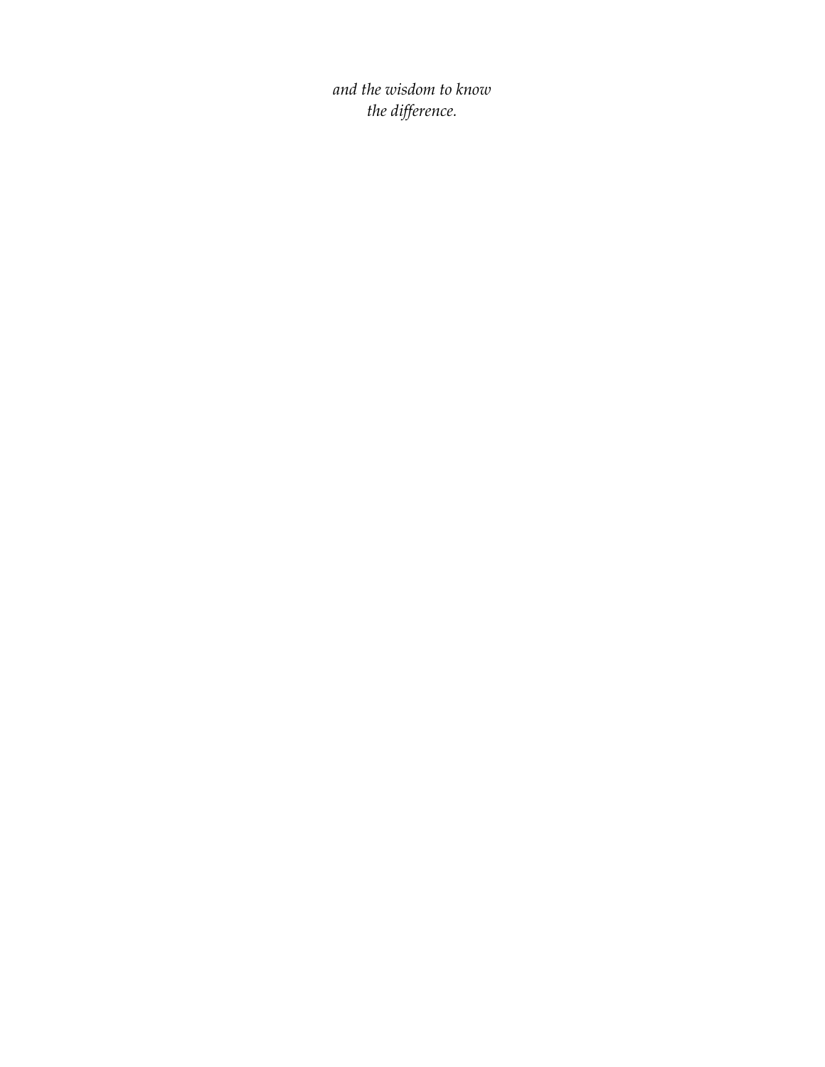*and the wisdom to know*
*the difference.*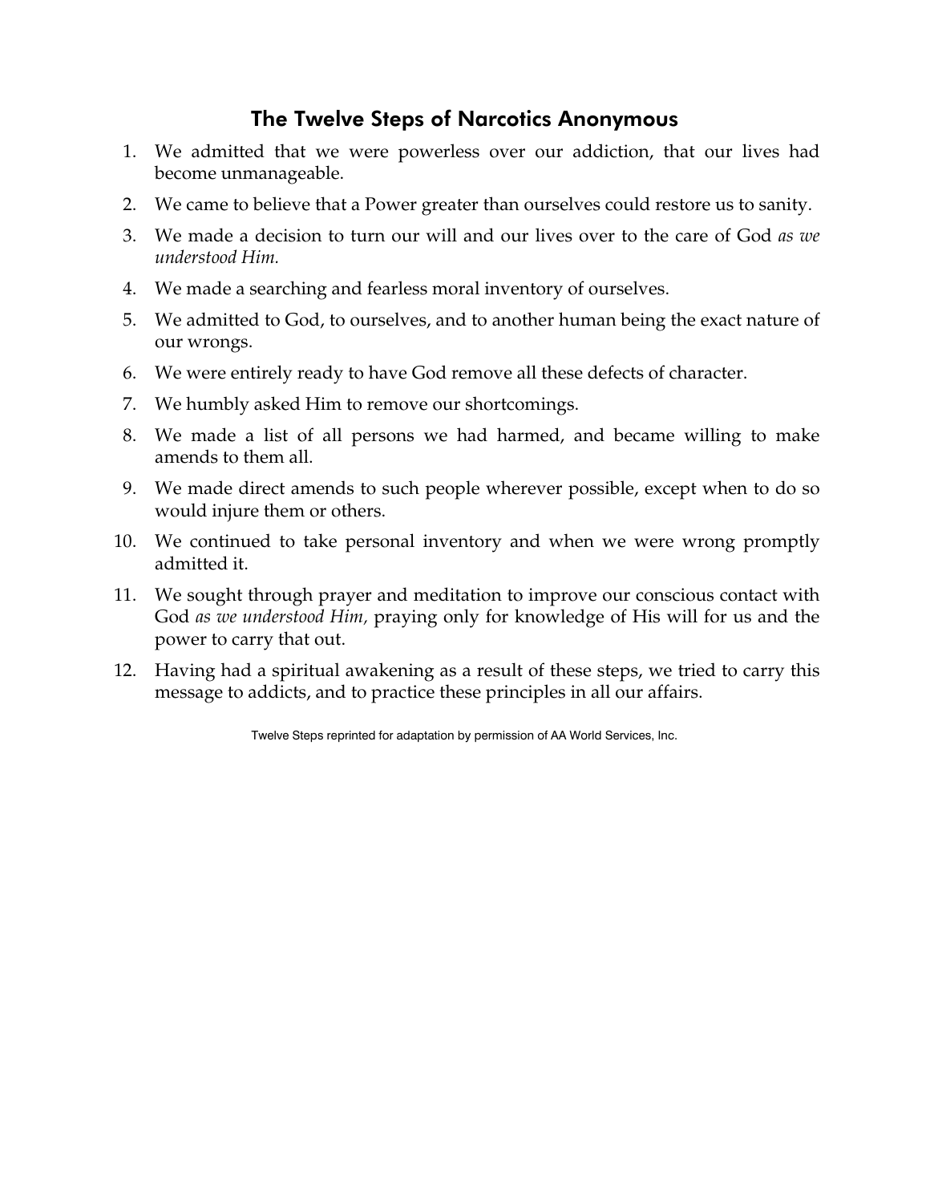## The Twelve Steps of Narcotics Anonymous

1. We admitted that we were powerless over our addiction, that our lives had become unmanageable.
2. We came to believe that a Power greater than ourselves could restore us to sanity.
3. We made a decision to turn our will and our lives over to the care of God *as we understood Him.*
4. We made a searching and fearless moral inventory of ourselves.
5. We admitted to God, to ourselves, and to another human being the exact nature of our wrongs.
6. We were entirely ready to have God remove all these defects of character.
7. We humbly asked Him to remove our shortcomings.
8. We made a list of all persons we had harmed, and became willing to make amends to them all.
9. We made direct amends to such people wherever possible, except when to do so would injure them or others.
10. We continued to take personal inventory and when we were wrong promptly admitted it.
11. We sought through prayer and meditation to improve our conscious contact with God *as we understood Him,* praying only for knowledge of His will for us and the power to carry that out.
12. Having had a spiritual awakening as a result of these steps, we tried to carry this message to addicts, and to practice these principles in all our affairs.

Twelve Steps reprinted for adaptation by permission of AA World Services, Inc.